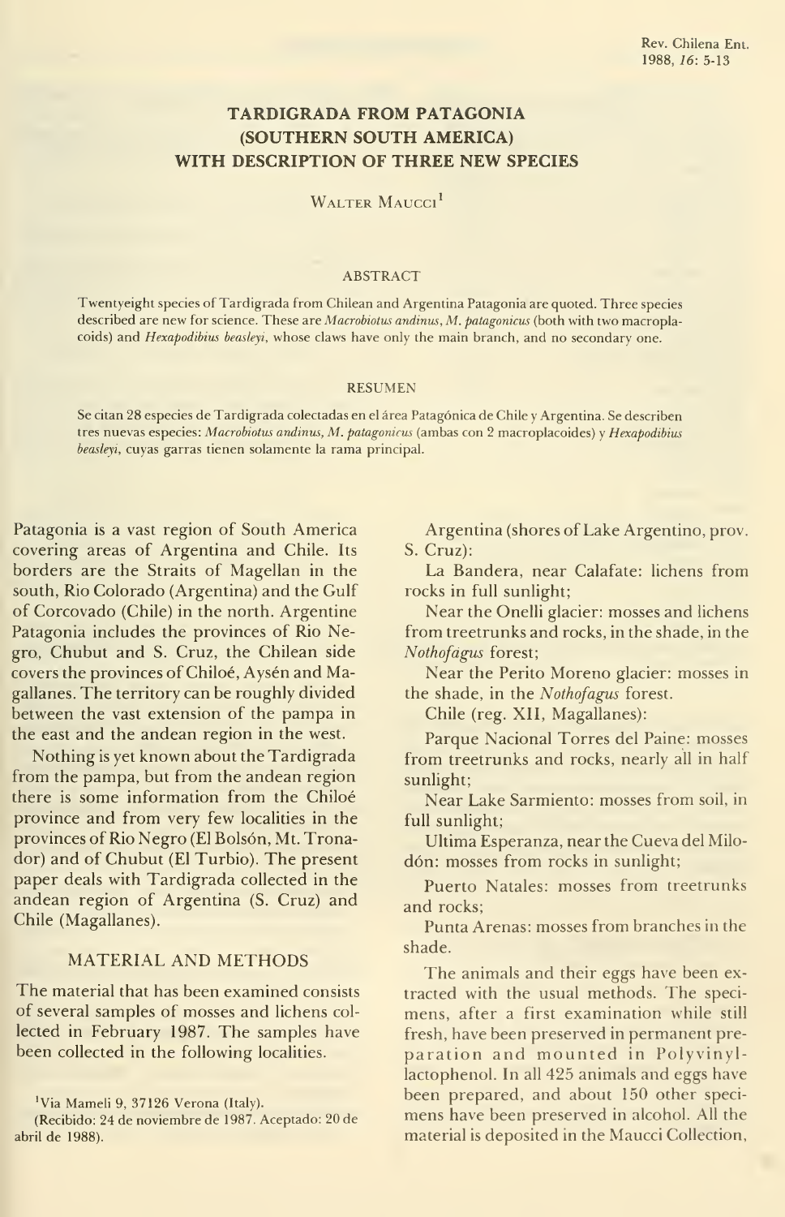# TARDIGRADA FROM PATAGONIA (SOUTHERN SOUTH AMERICA) WITH DESCRIPTION OF THREE NEW SPECIES

WALTER MAUCCI[1]

## ABSTRACT

Twentyeight species of Tardigrada from Chilean and Argentina Patagonia are quoted. Three species described are new for science. These are *Macrobiotus andinus*, *M. patagonicus* (both with two macroplacoids) and *Hexapodibius beasleyi*, whose claws have only the main branch, and no secondary one.

## RESUMEN

Se citan 28 especies de Tardigrada colectadas en el área Patagónica de Chile y Argentina. Se describen tres nuevas especies: *Macrobiotus andinus*, *M. patagonicus* (ambas con 2 macroplacoides) y *Hexapodibius beasleyi*, cuyas garras tienen solamente la rama principal.

Patagonia is a vast region of South America covering areas of Argentina and Chile. Its borders are the Straits of Magellan in the south, Rio Colorado (Argentina) and the Gulf of Corcovado (Chile) in the north. Argentine Patagonia includes the provinces of Rio Negro, Chubut and S. Cruz, the Chilean side covers the provinces of Chiloé, Aysén and Magallanes. The territory can be roughly divided between the vast extension of the pampa in the east and the andean region in the west.

Nothing is yet known about the Tardigrada from the pampa, but from the andean region there is some information from the Chiloé province and from very few localities in the provinces of Rio Negro (El Bolsón, Mt. Tronador) and of Chubut (El Turbio). The present paper deals with Tardigrada collected in the andean region of Argentina (S. Cruz) and Chile (Magallanes).

## MATERIAL AND METHODS

The material that has been examined consists of several samples of mosses and lichens collected in February 1987. The samples have been collected in the following localities.

Argentina (shores of Lake Argentino, prov. S. Cruz):

La Bandera, near Calafate: lichens from rocks in full sunlight;

Near the Onelli glacier: mosses and lichens from treetrunks and rocks, in the shade, in the *Nothofagus* forest;

Near the Perito Moreno glacier: mosses in the shade, in the *Nothofagus* forest.

Chile (reg. XII, Magallanes):

Parque Nacional Torres del Paine: mosses from treetrunks and rocks, nearly all in half sunlight;

Near Lake Sarmiento: mosses from soil, in full sunlight;

Ultima Esperanza, near the Cueva del Milodón: mosses from rocks in sunlight;

Puerto Natales: mosses from treetrunks and rocks;

Punta Arenas: mosses from branches in the shade.

The animals and their eggs have been extracted with the usual methods. The specimens, after a first examination while still fresh, have been preserved in permanent preparation and mounted in Polyvinyllactophenol. In all 425 animals and eggs have been prepared, and about 150 other specimens have been preserved in alcohol. All the material is deposited in the Maucci Collection,

[1]Via Mameli 9, 37126 Verona (Italy).

(Recibido: 24 de noviembre de 1987. Aceptado: 20 de abril de 1988).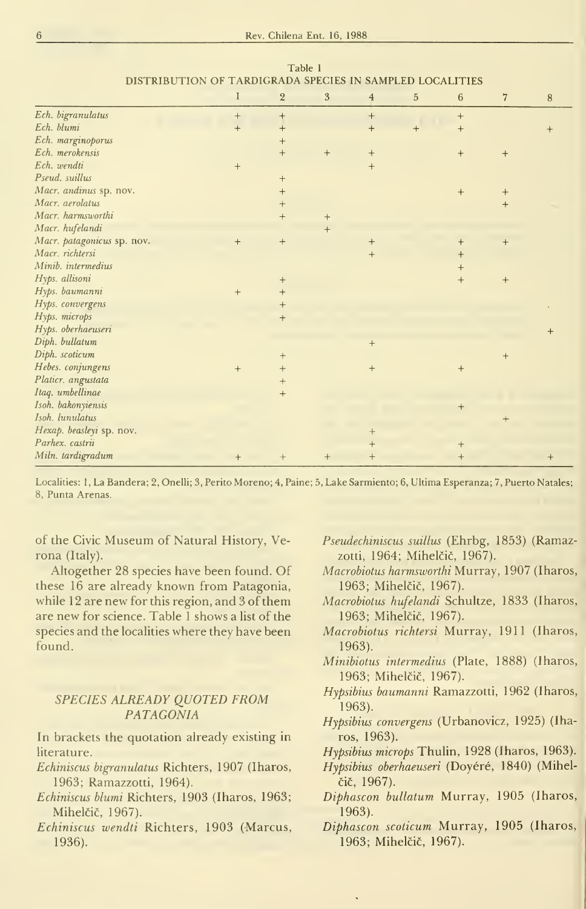Table 1
DISTRIBUTION OF TARDIGRADA SPECIES IN SAMPLED LOCALITIES

| | 1 | 2 | 3 | 4 | 5 | 6 | 7 | 8 |
|---|---|---|---|---|---|---|---|---|
| *Ech. bigranulatus* | + | + | | + | | + | | |
| *Ech. blumi* | + | + | | + | + | + | | + |
| *Ech. marginoporus* | | + | | | | | | |
| *Ech. merokensis* | | + | + | + | | + | + | |
| *Ech. wendti* | + | | | + | | | | |
| *Pseud. suillus* | | + | | | | | | |
| *Macr. andinus* sp. nov. | | + | | | | + | + | |
| *Macr. aerolatus* | | + | | | | | + | |
| *Macr. harmsworthi* | | + | + | | | | | |
| *Macr. hufelandi* | | | + | | | | | |
| *Macr. patagonicus* sp. nov. | + | + | | + | | + | + | |
| *Macr. richtersi* | | | | + | | + | | |
| *Minib. intermedius* | | | | | | + | | |
| *Hyps. allisoni* | | + | | | | + | + | |
| *Hyps. baumanni* | + | + | | | | | | |
| *Hyps. convergens* | | + | | | | | | |
| *Hyps. microps* | | + | | | | | | |
| *Hyps. oberhaeuseri* | | | | | | | | + |
| *Diph. bullatum* | | | | + | | | | |
| *Diph. scoticum* | | + | | | | | + | |
| *Hebes. conjungens* | + | + | | + | | + | | |
| *Platicr. angustata* | | + | | | | | | |
| *Itaq. umbellinae* | | + | | | | | | |
| *Isoh. bakonyiensis* | | | | | | + | | |
| *Isoh. lunulatus* | | | | | | | + | |
| *Hexap. beasleyi* sp. nov. | | | | + | | | | |
| *Parhex. castrii* | | | | + | | + | | |
| *Miln. tardigradum* | + | + | + | + | | + | | + |

Localities: 1, La Bandera; 2, Onelli; 3, Perito Moreno; 4, Paine; 5, Lake Sarmiento; 6, Ultima Esperanza; 7, Puerto Natales; 8, Punta Arenas.

of the Civic Museum of Natural History, Verona (Italy).

Altogether 28 species have been found. Of these 16 are already known from Patagonia, while 12 are new for this region, and 3 of them are new for science. Table 1 shows a list of the species and the localities where they have been found.

## *SPECIES ALREADY QUOTED FROM PATAGONIA*

In brackets the quotation already existing in literature.

*Echiniscus bigranulatus* Richters, 1907 (Iharos, 1963; Ramazzotti, 1964).

*Echiniscus blumi* Richters, 1903 (Iharos, 1963; Mihelčič, 1967).

*Echiniscus wendti* Richters, 1903 (Marcus, 1936).

*Pseudechiniscus suillus* (Ehrbg, 1853) (Ramazzotti, 1964; Mihelčič, 1967).

*Macrobiotus harmsworthi* Murray, 1907 (Iharos, 1963; Mihelčič, 1967).

*Macrobiotus hufelandi* Schultze, 1833 (Iharos, 1963; Mihelčič, 1967).

*Macrobiotus richtersi* Murray, 1911 (Iharos, 1963).

*Minibiotus intermedius* (Plate, 1888) (Iharos, 1963; Mihelčič, 1967).

*Hypsibius baumanni* Ramazzotti, 1962 (Iharos, 1963).

*Hypsibius convergens* (Urbanovicz, 1925) (Iharos, 1963).

*Hypsibius microps* Thulin, 1928 (Iharos, 1963).

*Hypsibius oberhaeuseri* (Doyéré, 1840) (Mihelčič, 1967).

*Diphascon bullatum* Murray, 1905 (Iharos, 1963).

*Diphascon scoticum* Murray, 1905 (Iharos, 1963; Mihelčič, 1967).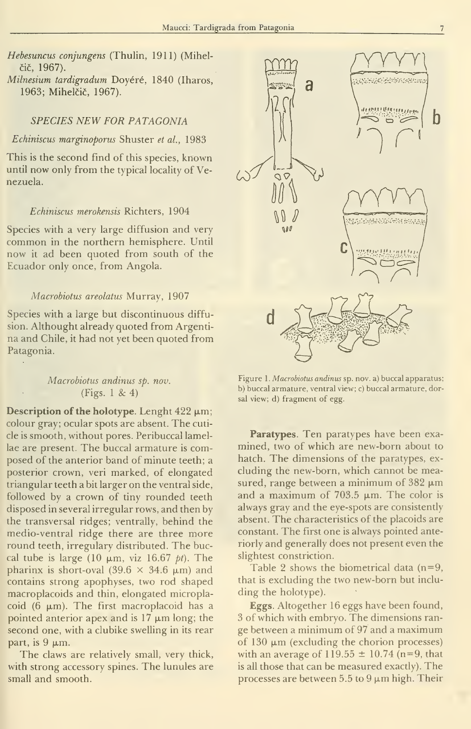*Hebesuncus conjungens* (Thulin, 1911) (Mihelčič, 1967).
*Milnesium tardigradum* Doyéré, 1840 (Iharos, 1963; Mihelčič, 1967).

### SPECIES NEW FOR PATAGONIA

*Echiniscus marginoporus* Shuster *et al.*, 1983

This is the second find of this species, known until now only from the typical locality of Venezuela.

*Echiniscus merokensis* Richters, 1904

Species with a very large diffusion and very common in the northern hemisphere. Until now it ad been quoted from south of the Ecuador only once, from Angola.

*Macrobiotus areolatus* Murray, 1907

Species with a large but discontinuous diffusion. Althought already quoted from Argentina and Chile, it had not yet been quoted from Patagonia.

*Macrobiotus andinus sp. nov.*
(Figs. 1 & 4)

**Description of the holotype**. Lenght 422 μm; colour gray; ocular spots are absent. The cuticle is smooth, without pores. Peribuccal lamellae are present. The buccal armature is composed of the anterior band of minute teeth; a posterior crown, veri marked, of elongated triangular teeth a bit larger on the ventral side, followed by a crown of tiny rounded teeth disposed in several irregular rows, and then by the transversal ridges; ventrally, behind the medio-ventral ridge there are three more round teeth, irregulary distributed. The buccal tube is large (10 μm, viz 16.67 *pt*). The pharinx is short-oval (39.6 × 34.6 μm) and contains strong apophyses, two rod shaped macroplacoids and thin, elongated microplacoid (6 μm). The first macroplacoid has a pointed anterior apex and is 17 μm long; the second one, with a clubike swelling in its rear part, is 9 μm.

The claws are relatively small, very thick, with strong accessory spines. The lunules are small and smooth.

Figure 1. *Macrobiotus andinus* sp. nov. a) buccal apparatus; b) buccal armature, ventral view; c) buccal armature, dorsal view; d) fragment of egg.

**Paratypes**. Ten paratypes have been examined, two of which are new-born about to hatch. The dimensions of the paratypes, excluding the new-born, which cannot be measured, range between a minimum of 382 μm and a maximum of 703.5 μm. The color is always gray and the eye-spots are consistently absent. The characteristics of the placoids are constant. The first one is always pointed anteriorly and generally does not present even the slightest constriction.

Table 2 shows the biometrical data (n=9, that is excluding the two new-born but including the holotype).

**Eggs**. Altogether 16 eggs have been found, 3 of which with embryo. The dimensions range between a minimum of 97 and a maximum of 130 μm (excluding the chorion processes) with an average of 119.55 ± 10.74 (n=9, that is all those that can be measured exactly). The processes are between 5.5 to 9 μm high. Their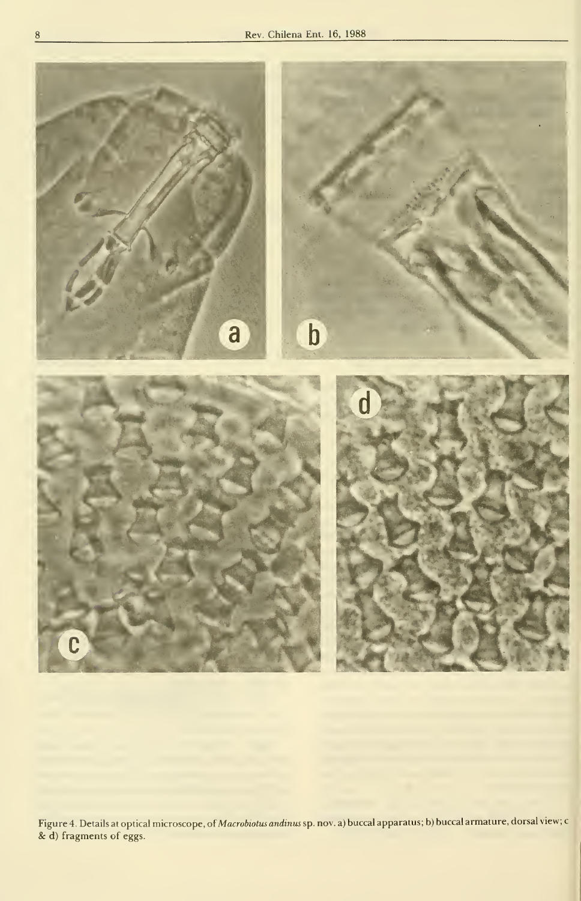Figure 4. Details at optical microscope, of *Macrobiotus andinus* sp. nov. a) buccal apparatus; b) buccal armature, dorsal view; c & d) fragments of eggs.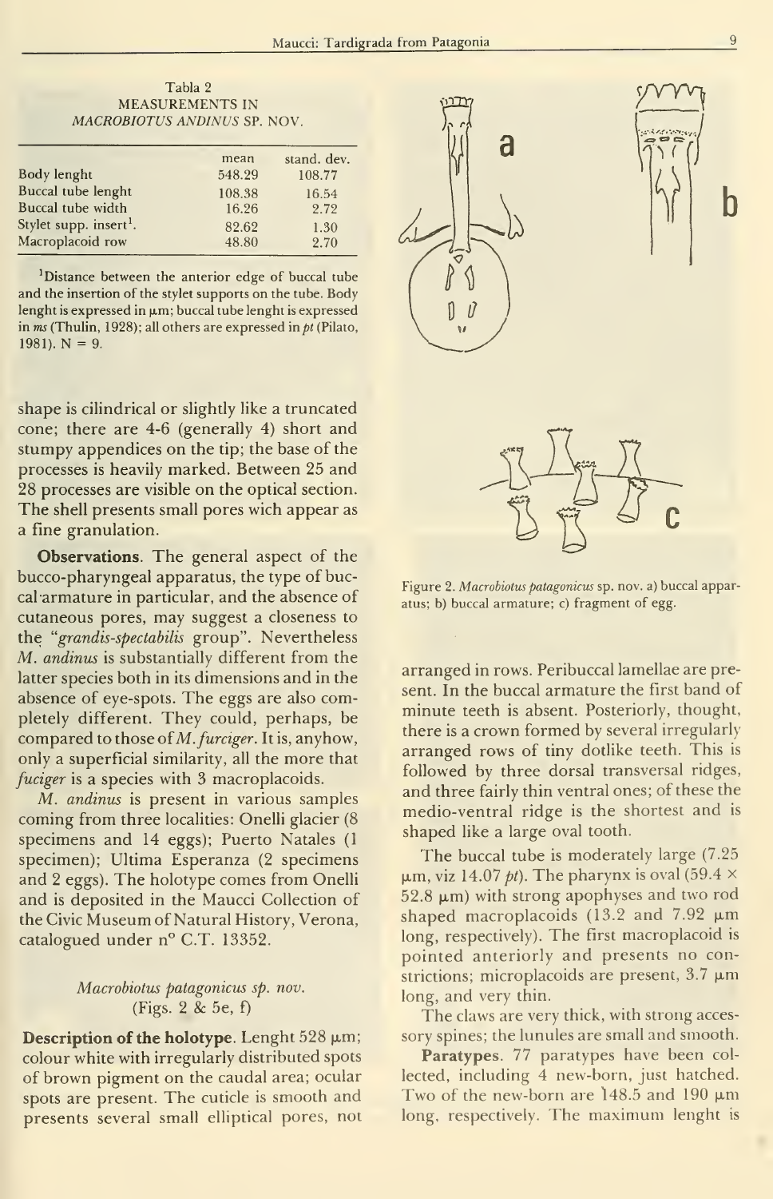Tabla 2
MEASUREMENTS IN
*MACROBIOTUS ANDINUS* SP. NOV.

| | mean | stand. dev. |
|---|---|---|
| Body lenght | 548.29 | 108.77 |
| Buccal tube lenght | 108.38 | 16.54 |
| Buccal tube width | 16.26 | 2.72 |
| Stylet supp. insert[1]. | 82.62 | 1.30 |
| Macroplacoid row | 48.80 | 2.70 |

[1]Distance between the anterior edge of buccal tube and the insertion of the stylet supports on the tube. Body lenght is expressed in µm; buccal tube lenght is expressed in *ms* (Thulin, 1928); all others are expressed in *pt* (Pilato, 1981). N = 9.

shape is cylindrical or slightly like a truncated cone; there are 4-6 (generally 4) short and stumpy appendices on the tip; the base of the processes is heavily marked. Between 25 and 28 processes are visible on the optical section. The shell presents small pores wich appear as a fine granulation.

**Observations**. The general aspect of the bucco-pharyngeal apparatus, the type of buccal armature in particular, and the absence of cutaneous pores, may suggest a closeness to the "*grandis-spectabilis* group". Nevertheless *M. andinus* is substantially different from the latter species both in its dimensions and in the absence of eye-spots. The eggs are also completely different. They could, perhaps, be compared to those of *M. furciger*. It is, anyhow, only a superficial similarity, all the more that *fuciger* is a species with 3 macroplacoids.

*M. andinus* is present in various samples coming from three localities: Onelli glacier (8 specimens and 14 eggs); Puerto Natales (1 specimen); Ultima Esperanza (2 specimens and 2 eggs). The holotype comes from Onelli and is deposited in the Maucci Collection of the Civic Museum of Natural History, Verona, catalogued under nº C.T. 13352.

### *Macrobiotus patagonicus sp. nov.*
(Figs. 2 & 5e, f)

**Description of the holotype**. Lenght 528 µm; colour white with irregularly distributed spots of brown pigment on the caudal area; ocular spots are present. The cuticle is smooth and presents several small elliptical pores, not arranged in rows. Peribuccal lamellae are present. In the buccal armature the first band of minute teeth is absent. Posteriorly, thought, there is a crown formed by several irregularly arranged rows of tiny dotlike teeth. This is followed by three dorsal transversal ridges, and three fairly thin ventral ones; of these the medio-ventral ridge is the shortest and is shaped like a large oval tooth.

Figure 2. *Macrobiotus patagonicus* sp. nov. a) buccal apparatus; b) buccal armature; c) fragment of egg.

The buccal tube is moderately large (7.25 µm, viz 14.07 *pt*). The pharynx is oval (59.4 × 52.8 µm) with strong apophyses and two rod shaped macroplacoids (13.2 and 7.92 µm long, respectively). The first macroplacoid is pointed anteriorly and presents no constrictions; microplacoids are present, 3.7 µm long, and very thin.

The claws are very thick, with strong accessory spines; the lunules are small and smooth.

**Paratypes**. 77 paratypes have been collected, including 4 new-born, just hatched. Two of the new-born are 148.5 and 190 µm long, respectively. The maximum lenght is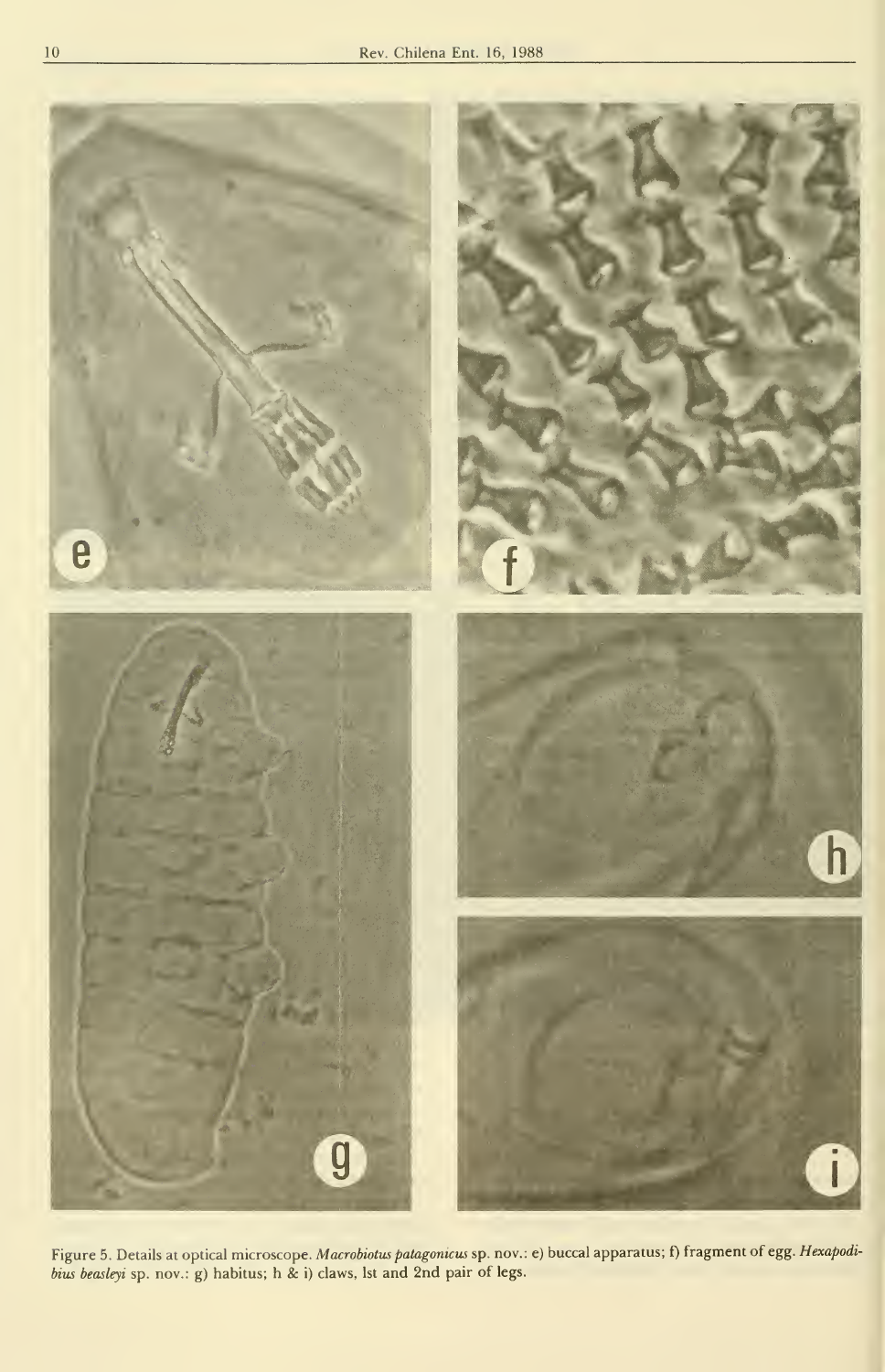Figure 5. Details at optical microscope. *Macrobiotus patagonicus* sp. nov.: e) buccal apparatus; f) fragment of egg. *Hexapodibius beasleyi* sp. nov.: g) habitus; h & i) claws, 1st and 2nd pair of legs.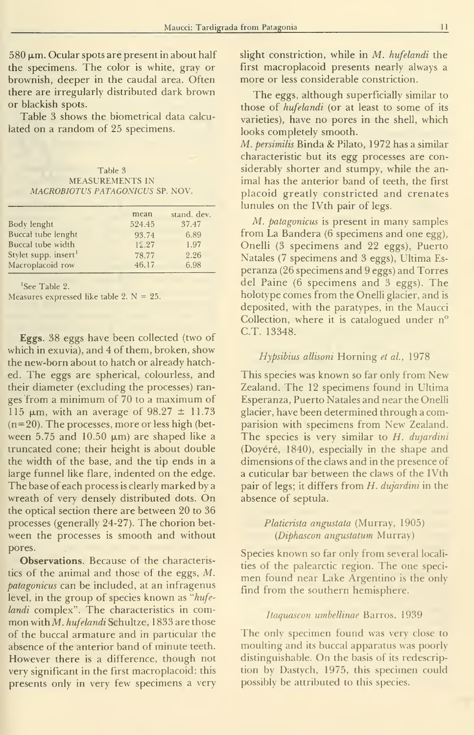580 μm. Ocular spots are present in about half the specimens. The color is white, gray or brownish, deeper in the caudal area. Often there are irregularly distributed dark brown or blackish spots.

Table 3 shows the biometrical data calculated on a random of 25 specimens.

Table 3
MEASUREMENTS IN
*MACROBIOTUS PATAGONICUS* SP. NOV.

| | mean | stand. dev. |
|---|---|---|
| Body lenght | 524.45 | 37.47 |
| Buccal tube lenght | 93.74 | 6.89 |
| Buccal tube width | 12.27 | 1.97 |
| Stylet supp. insert[1] | 78.77 | 2.26 |
| Macroplacoid row | 46.17 | 6.98 |

[1]See Table 2.
Measures expressed like table 2. N = 25.

**Eggs**. 38 eggs have been collected (two of which in exuvia), and 4 of them, broken, show the new-born about to hatch or already hatched. The eggs are spherical, colourless, and their diameter (excluding the processes) ranges from a minimum of 70 to a maximum of 115 μm, with an average of 98.27 ± 11.73 (n=20). The processes, more or less high (between 5.75 and 10.50 μm) are shaped like a truncated cone; their height is about double the width of the base, and the tip ends in a large funnel like flare, indented on the edge. The base of each process is clearly marked by a wreath of very densely distributed dots. On the optical section there are between 20 to 36 processes (generally 24-27). The chorion between the processes is smooth and without pores.

**Observations**. Because of the characteristics of the animal and those of the eggs, *M. patagonicus* can be included, at an infragenus level, in the group of species known as "*hufelandi* complex". The characteristics in common with *M. hufelandi* Schultze, 1833 are those of the buccal armature and in particular the absence of the anterior band of minute teeth. However there is a difference, though not very significant in the first macroplacoid: this presents only in very few specimens a very slight constriction, while in *M. hufelandi* the first macroplacoid presents nearly always a more or less considerable constriction.

The eggs, although superficially similar to those of *hufelandi* (or at least to some of its varieties), have no pores in the shell, which looks completely smooth.

*M. persimilis* Binda & Pilato, 1972 has a similar characteristic but its egg processes are considerably shorter and stumpy, while the animal has the anterior band of teeth, the first placoid greatly constricted and crenates lunules on the IVth pair of legs.

*M. patagonicus* is present in many samples from La Bandera (6 specimens and one egg), Onelli (3 specimens and 22 eggs), Puerto Natales (7 specimens and 3 eggs), Ultima Esperanza (26 specimens and 9 eggs) and Torres del Paine (6 specimens and 3 eggs). The holotype comes from the Onelli glacier, and is deposited, with the paratypes, in the Maucci Collection, where it is catalogued under n° C.T. 13348.

### *Hypsibius allisoni* Horning *et al.*, 1978

This species was known so far only from New Zealand. The 12 specimens found in Ultima Esperanza, Puerto Natales and near the Onelli glacier, have been determined through a comparision with specimens from New Zealand. The species is very similar to *H. dujardini* (Doyéré, 1840), especially in the shape and dimensions of the claws and in the presence of a cuticular bar between the claws of the IVth pair of legs; it differs from *H. dujardini* in the absence of septula.

### *Platicrista angustata* (Murray, 1905) (*Diphascon angustatum* Murray)

Species known so far only from several localities of the palearctic region. The one specimen found near Lake Argentino is the only find from the southern hemisphere.

### *Itaquascon umbellinae* Barros, 1939

The only specimen found was very close to moulting and its buccal apparatus was poorly distinguishable. On the basis of its redescription by Dastych, 1975, this specimen could possibly be attributed to this species.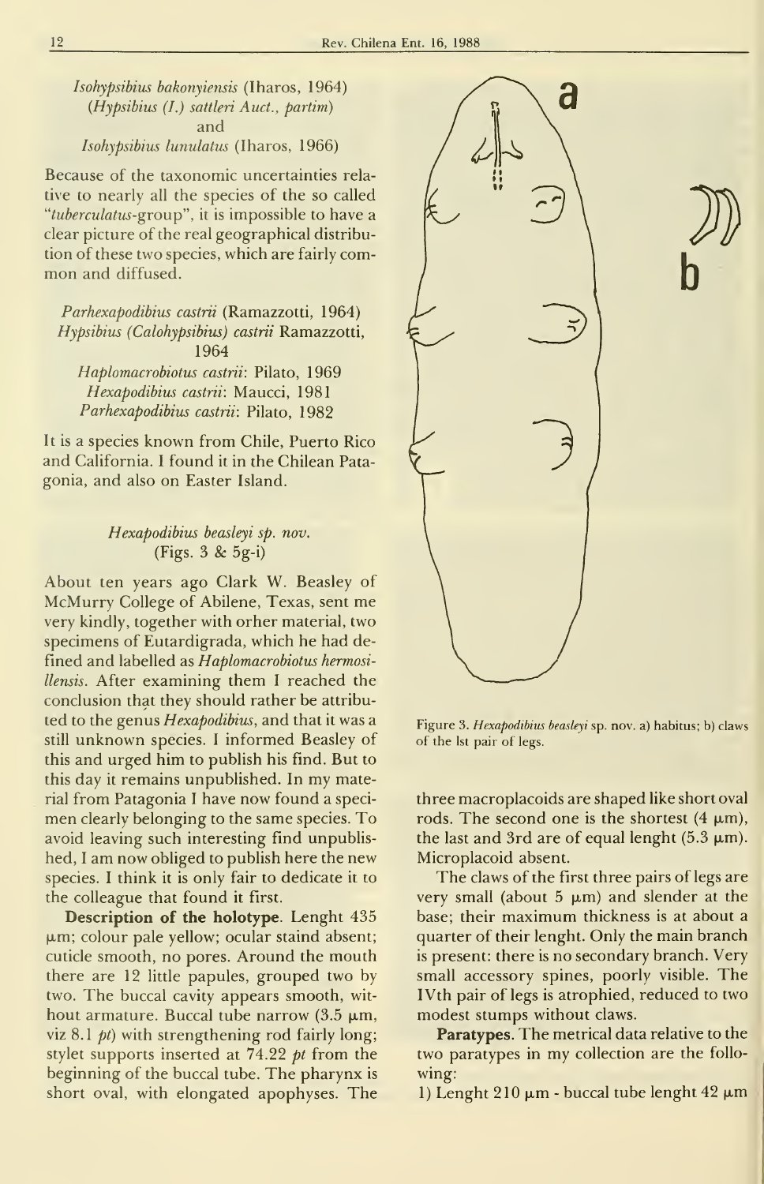*Isohypsibius bakonyiensis* (Iharos, 1964)
(*Hypsibius (I.) sattleri Auct., partim*)
and
*Isohypsibius lunulatus* (Iharos, 1966)

Because of the taxonomic uncertainties relative to nearly all the species of the so called "*tuberculatus*-group", it is impossible to have a clear picture of the real geographical distribution of these two species, which are fairly common and diffused.

*Parhexapodibius castrii* (Ramazzotti, 1964)
*Hypsibius (Calohypsibius) castrii* Ramazzotti, 1964
*Haplomacrobiotus castrii*: Pilato, 1969
*Hexapodibius castrii*: Maucci, 1981
*Parhexapodibius castrii*: Pilato, 1982

It is a species known from Chile, Puerto Rico and California. I found it in the Chilean Patagonia, and also on Easter Island.

### *Hexapodibius beasleyi sp. nov.*
(Figs. 3 & 5g-i)

About ten years ago Clark W. Beasley of McMurry College of Abilene, Texas, sent me very kindly, together with orher material, two specimens of Eutardigrada, which he had defined and labelled as *Haplomacrobiotus hermosillensis*. After examining them I reached the conclusion that they should rather be attributed to the genus *Hexapodibius*, and that it was a still unknown species. I informed Beasley of this and urged him to publish his find. But to this day it remains unpublished. In my material from Patagonia I have now found a specimen clearly belonging to the same species. To avoid leaving such interesting find unpublished, I am now obliged to publish here the new species. I think it is only fair to dedicate it to the colleague that found it first.

**Description of the holotype**. Lenght 435 μm; colour pale yellow; ocular staind absent; cuticle smooth, no pores. Around the mouth there are 12 little papules, grouped two by two. The buccal cavity appears smooth, without armature. Buccal tube narrow (3.5 μm, viz 8.1 *pt*) with strengthening rod fairly long; stylet supports inserted at 74.22 *pt* from the beginning of the buccal tube. The pharynx is short oval, with elongated apophyses. The three macroplacoids are shaped like short oval rods. The second one is the shortest (4 μm), the last and 3rd are of equal lenght (5.3 μm). Microplacoid absent.

Figure 3. *Hexapodibius beasleyi* sp. nov. a) habitus; b) claws of the lst pair of legs.

The claws of the first three pairs of legs are very small (about 5 μm) and slender at the base; their maximum thickness is at about a quarter of their lenght. Only the main branch is present: there is no secondary branch. Very small accessory spines, poorly visible. The IVth pair of legs is atrophied, reduced to two modest stumps without claws.

**Paratypes**. The metrical data relative to the two paratypes in my collection are the following:

1) Lenght 210 μm - buccal tube lenght 42 μm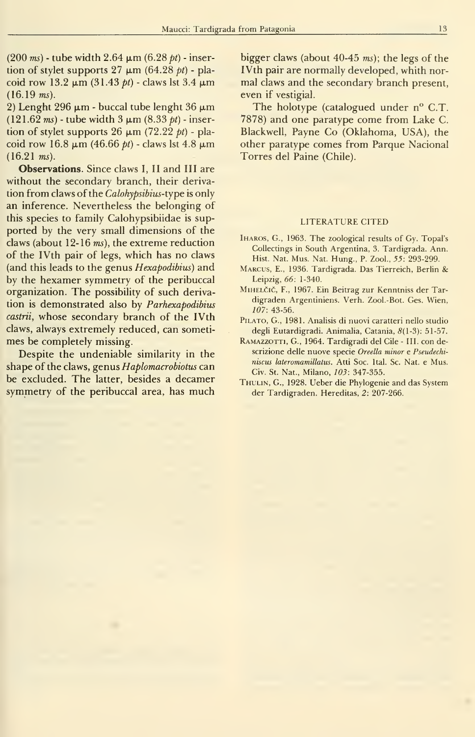(200 *ms*) - tube width 2.64 μm (6.28 *pt*) - insertion of stylet supports 27 μm (64.28 *pt*) - placoid row 13.2 μm (31.43 *pt*) - claws Ist 3.4 μm (16.19 *ms*).

2) Lenght 296 μm - buccal tube lenght 36 μm (121.62 *ms*) - tube width 3 μm (8.33 *pt*) - insertion of stylet supports 26 μm (72.22 *pt*) - placoid row 16.8 μm (46.66 *pt*) - claws Ist 4.8 μm (16.21 *ms*).

**Observations**. Since claws I, II and III are without the secondary branch, their derivation from claws of the *Calohypsibius*-type is only an inference. Nevertheless the belonging of this species to family Calohypsibiidae is supported by the very small dimensions of the claws (about 12-16 *ms*), the extreme reduction of the IVth pair of legs, which has no claws (and this leads to the genus *Hexapodibius*) and by the hexamer symmetry of the peribuccal organization. The possibility of such derivation is demonstrated also by *Parhexapodibius castrii*, whose secondary branch of the IVth claws, always extremely reduced, can sometimes be completely missing.

Despite the undeniable similarity in the shape of the claws, genus *Haplomacrobiotus* can be excluded. The latter, besides a decamer symmetry of the peribuccal area, has much bigger claws (about 40-45 *ms*); the legs of the IVth pair are normally developed, whith normal claws and the secondary branch present, even if vestigial.

The holotype (catalogued under nº C.T. 7878) and one paratype come from Lake C. Blackwell, Payne Co (Oklahoma, USA), the other paratype comes from Parque Nacional Torres del Paine (Chile).

## LITERATURE CITED

Iharos, G., 1963. The zoological results of Gy. Topal's Collectings in South Argentina, 3. Tardigrada. Ann. Hist. Nat. Mus. Nat. Hung., P. Zool., *55*: 293-299.

Marcus, E., 1936. Tardigrada. Das Tierreich, Berlin & Leipzig, *66*: 1-340.

Mihelčič, F., 1967. Ein Beitrag zur Kenntniss der Tardigraden Argentiniens. Verh. Zool.-Bot. Ges. Wien, *107*: 43-56.

Pilato, G., 1981. Analisis di nuovi caratteri nello studio degli Eutardigradi. Animalia, Catania, *8*(1-3): 51-57.

Ramazzotti, G., 1964. Tardigradi del Cile - III. con descrizione delle nuove specie *Oreella minor* e *Pseudechiniscus lateromamillatus*. Atti Soc. Ital. Sc. Nat. e Mus. Civ. St. Nat., Milano, *103*: 347-355.

Thulin, G., 1928. Ueber die Phylogenie and das System der Tardigraden. Hereditas, *2*: 207-266.